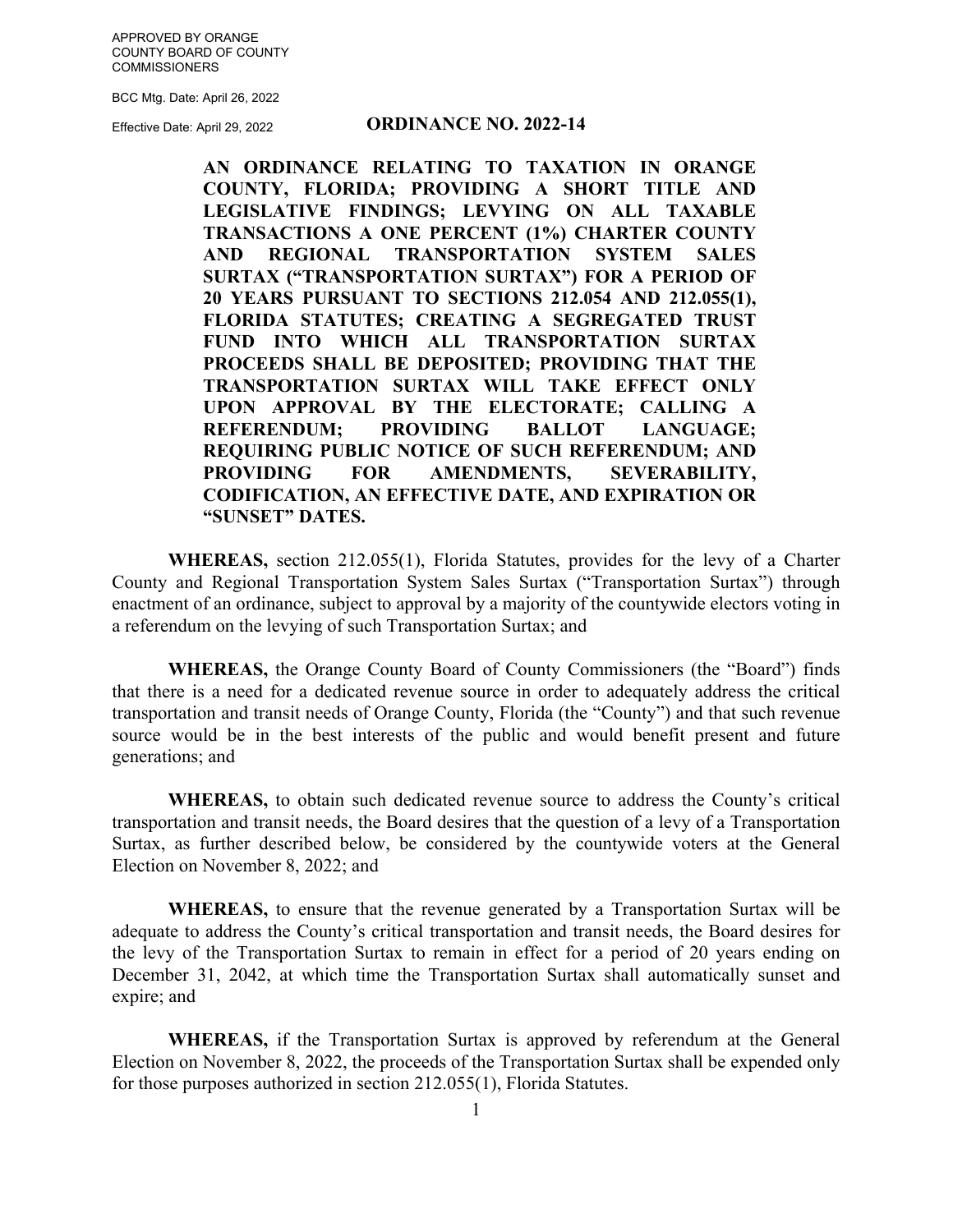APPROVED BY ORANGE COUNTY BOARD OF COUNTY COMMISSIONERS

BCC Mtg. Date: April 26, 2022

Effective Date: April 29, 2022

# ORDINANCE NO. 2022-14

**AN ORDINANCE RELATING TO TAXATION IN ORANGE COUNTY, FLORIDA; PROVIDING A SHORT TITLE AND LEGISLATIVE FINDINGS; LEVYING ON ALL TAXABLE TRANSACTIONS A ONE PERCENT (1%) CHARTER COUNTY AND REGIONAL TRANSPORTATION SYSTEM SALES SURTAX ("TRANSPORTATION SURTAX") FOR A PERIOD OF 20 YEARS PURSUANT TO SECTIONS 212.054 AND 212.055(1), FLORIDA STATUTES; CREATING A SEGREGATED TRUST FUND INTO WHICH ALL TRANSPORTATION SURTAX PROCEEDS SHALL BE DEPOSITED; PROVIDING THAT THE TRANSPORTATION SURTAX WILL TAKE EFFECT ONLY UPON APPROVAL BY THE ELECTORATE; CALLING A REFERENDUM; PROVIDING BALLOT LANGUAGE; REQUIRING PUBLIC NOTICE OF SUCH REFERENDUM; AND PROVIDING FOR AMENDMENTS, SEVERABILITY, CODIFICATION, AN EFFECTIVE DATE, AND EXPIRATION OR "SUNSET" DATES.**

**WHEREAS,** section 212.055(1), Florida Statutes, provides for the levy of a Charter County and Regional Transportation System Sales Surtax ("Transportation Surtax") through enactment of an ordinance, subject to approval by a majority of the countywide electors voting in a referendum on the levying of such Transportation Surtax; and

**WHEREAS,** the Orange County Board of County Commissioners (the "Board") finds that there is a need for a dedicated revenue source in order to adequately address the critical transportation and transit needs of Orange County, Florida (the "County") and that such revenue source would be in the best interests of the public and would benefit present and future generations; and

**WHEREAS,** to obtain such dedicated revenue source to address the County's critical transportation and transit needs, the Board desires that the question of a levy of a Transportation Surtax, as further described below, be considered by the countywide voters at the General Election on November 8, 2022; and

**WHEREAS,** to ensure that the revenue generated by a Transportation Surtax will be adequate to address the County's critical transportation and transit needs, the Board desires for the levy of the Transportation Surtax to remain in effect for a period of 20 years ending on December 31, 2042, at which time the Transportation Surtax shall automatically sunset and expire; and

**WHEREAS,** if the Transportation Surtax is approved by referendum at the General Election on November 8, 2022, the proceeds of the Transportation Surtax shall be expended only for those purposes authorized in section 212.055(1), Florida Statutes.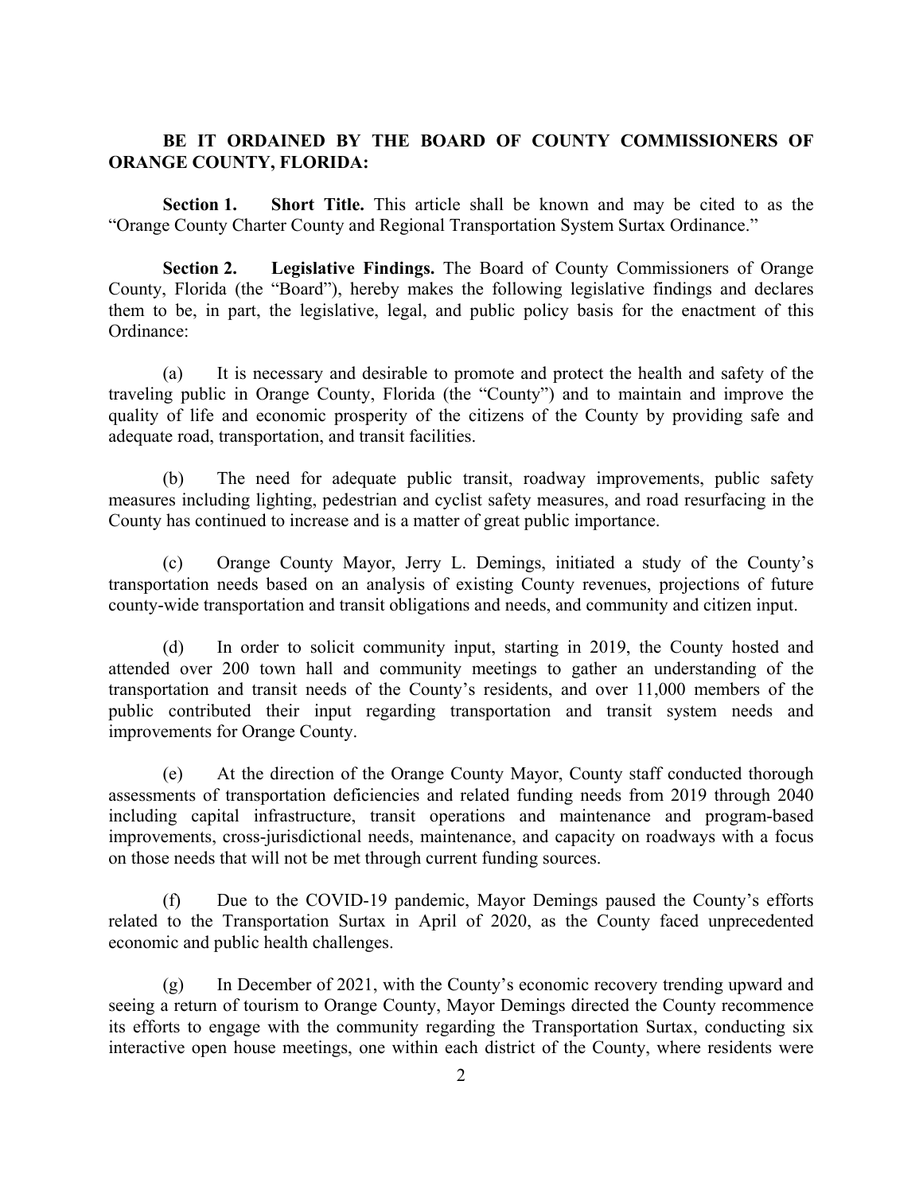**BE IT ORDAINED BY THE BOARD OF COUNTY COMMISSIONERS OF ORANGE COUNTY, FLORIDA:**

**Section 1. Short Title.** This article shall be known and may be cited to as the "Orange County Charter County and Regional Transportation System Surtax Ordinance."

**Section 2. Legislative Findings.** The Board of County Commissioners of Orange County, Florida (the "Board"), hereby makes the following legislative findings and declares them to be, in part, the legislative, legal, and public policy basis for the enactment of this Ordinance:

(a) It is necessary and desirable to promote and protect the health and safety of the traveling public in Orange County, Florida (the "County") and to maintain and improve the quality of life and economic prosperity of the citizens of the County by providing safe and adequate road, transportation, and transit facilities.

(b) The need for adequate public transit, roadway improvements, public safety measures including lighting, pedestrian and cyclist safety measures, and road resurfacing in the County has continued to increase and is a matter of great public importance.

(c) Orange County Mayor, Jerry L. Demings, initiated a study of the County's transportation needs based on an analysis of existing County revenues, projections of future county-wide transportation and transit obligations and needs, and community and citizen input.

(d) In order to solicit community input, starting in 2019, the County hosted and attended over 200 town hall and community meetings to gather an understanding of the transportation and transit needs of the County's residents, and over 11,000 members of the public contributed their input regarding transportation and transit system needs and improvements for Orange County.

(e) At the direction of the Orange County Mayor, County staff conducted thorough assessments of transportation deficiencies and related funding needs from 2019 through 2040 including capital infrastructure, transit operations and maintenance and program-based improvements, cross-jurisdictional needs, maintenance, and capacity on roadways with a focus on those needs that will not be met through current funding sources.

(f) Due to the COVID-19 pandemic, Mayor Demings paused the County's efforts related to the Transportation Surtax in April of 2020, as the County faced unprecedented economic and public health challenges.

(g) In December of 2021, with the County's economic recovery trending upward and seeing a return of tourism to Orange County, Mayor Demings directed the County recommence its efforts to engage with the community regarding the Transportation Surtax, conducting six interactive open house meetings, one within each district of the County, where residents were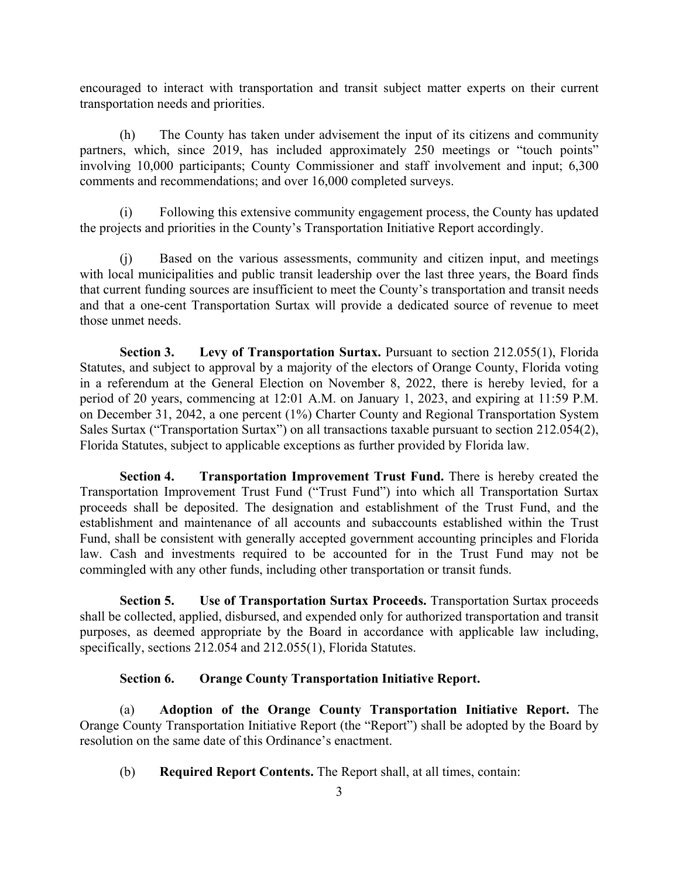encouraged to interact with transportation and transit subject matter experts on their current transportation needs and priorities.

(h) The County has taken under advisement the input of its citizens and community partners, which, since 2019, has included approximately 250 meetings or "touch points" involving 10,000 participants; County Commissioner and staff involvement and input; 6,300 comments and recommendations; and over 16,000 completed surveys.

(i) Following this extensive community engagement process, the County has updated the projects and priorities in the County's Transportation Initiative Report accordingly.

(j) Based on the various assessments, community and citizen input, and meetings with local municipalities and public transit leadership over the last three years, the Board finds that current funding sources are insufficient to meet the County's transportation and transit needs and that a one-cent Transportation Surtax will provide a dedicated source of revenue to meet those unmet needs.

**Section 3. Levy of Transportation Surtax.** Pursuant to section 212.055(1), Florida Statutes, and subject to approval by a majority of the electors of Orange County, Florida voting in a referendum at the General Election on November 8, 2022, there is hereby levied, for a period of 20 years, commencing at 12:01 A.M. on January 1, 2023, and expiring at 11:59 P.M. on December 31, 2042, a one percent (1%) Charter County and Regional Transportation System Sales Surtax ("Transportation Surtax") on all transactions taxable pursuant to section 212.054(2), Florida Statutes, subject to applicable exceptions as further provided by Florida law.

**Section 4. Transportation Improvement Trust Fund.** There is hereby created the Transportation Improvement Trust Fund ("Trust Fund") into which all Transportation Surtax proceeds shall be deposited. The designation and establishment of the Trust Fund, and the establishment and maintenance of all accounts and subaccounts established within the Trust Fund, shall be consistent with generally accepted government accounting principles and Florida law. Cash and investments required to be accounted for in the Trust Fund may not be commingled with any other funds, including other transportation or transit funds.

**Section 5. Use of Transportation Surtax Proceeds.** Transportation Surtax proceeds shall be collected, applied, disbursed, and expended only for authorized transportation and transit purposes, as deemed appropriate by the Board in accordance with applicable law including, specifically, sections 212.054 and 212.055(1), Florida Statutes.

**Section 6. Orange County Transportation Initiative Report.**

(a) **Adoption of the Orange County Transportation Initiative Report.** The Orange County Transportation Initiative Report (the "Report") shall be adopted by the Board by resolution on the same date of this Ordinance's enactment.

(b) **Required Report Contents.** The Report shall, at all times, contain: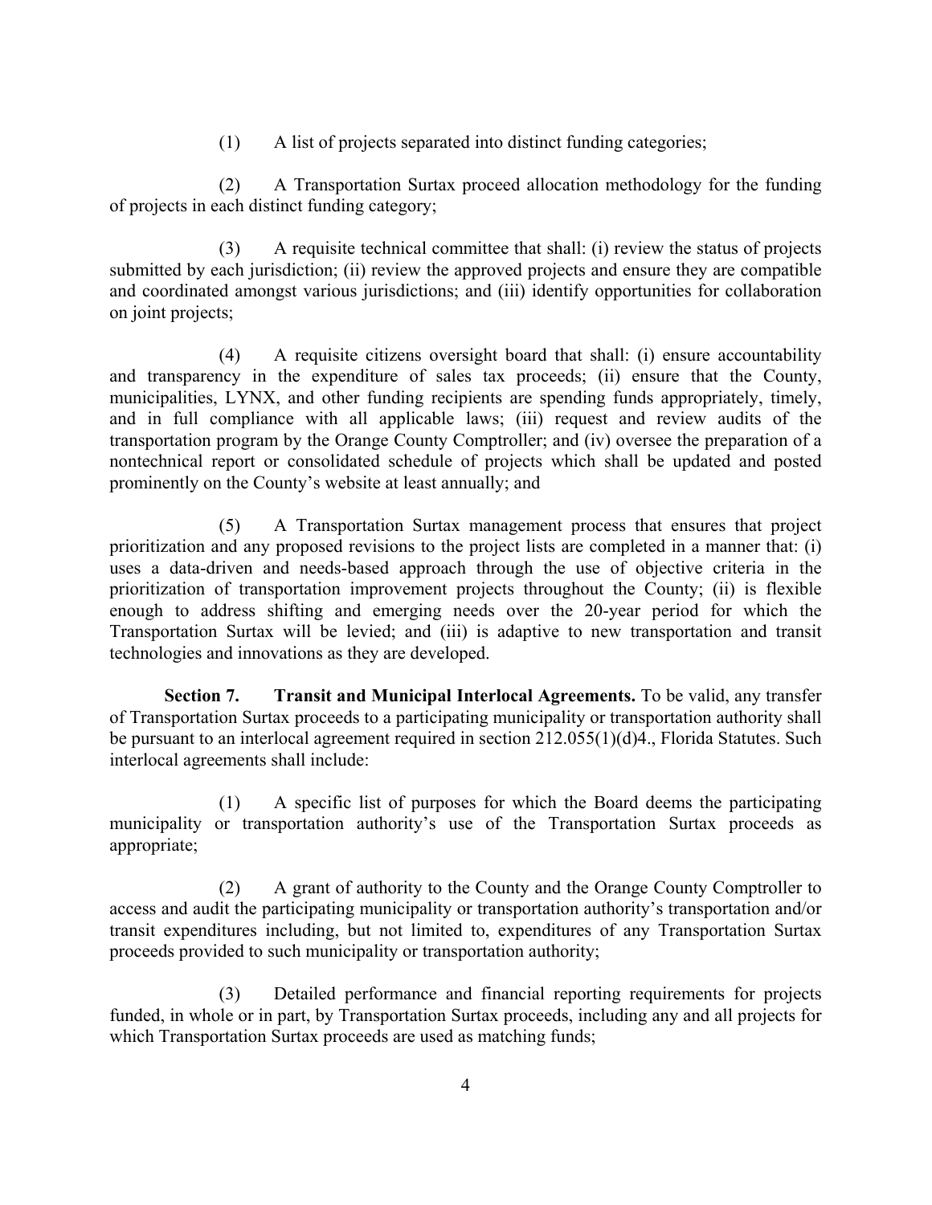(1) A list of projects separated into distinct funding categories;

(2) A Transportation Surtax proceed allocation methodology for the funding of projects in each distinct funding category;

(3) A requisite technical committee that shall: (i) review the status of projects submitted by each jurisdiction; (ii) review the approved projects and ensure they are compatible and coordinated amongst various jurisdictions; and (iii) identify opportunities for collaboration on joint projects;

(4) A requisite citizens oversight board that shall: (i) ensure accountability and transparency in the expenditure of sales tax proceeds; (ii) ensure that the County, municipalities, LYNX, and other funding recipients are spending funds appropriately, timely, and in full compliance with all applicable laws; (iii) request and review audits of the transportation program by the Orange County Comptroller; and (iv) oversee the preparation of a nontechnical report or consolidated schedule of projects which shall be updated and posted prominently on the County's website at least annually; and

(5) A Transportation Surtax management process that ensures that project prioritization and any proposed revisions to the project lists are completed in a manner that: (i) uses a data-driven and needs-based approach through the use of objective criteria in the prioritization of transportation improvement projects throughout the County; (ii) is flexible enough to address shifting and emerging needs over the 20-year period for which the Transportation Surtax will be levied; and (iii) is adaptive to new transportation and transit technologies and innovations as they are developed.

**Section 7. Transit and Municipal Interlocal Agreements.** To be valid, any transfer of Transportation Surtax proceeds to a participating municipality or transportation authority shall be pursuant to an interlocal agreement required in section 212.055(1)(d)4., Florida Statutes. Such interlocal agreements shall include:

(1) A specific list of purposes for which the Board deems the participating municipality or transportation authority's use of the Transportation Surtax proceeds as appropriate;

(2) A grant of authority to the County and the Orange County Comptroller to access and audit the participating municipality or transportation authority's transportation and/or transit expenditures including, but not limited to, expenditures of any Transportation Surtax proceeds provided to such municipality or transportation authority;

(3) Detailed performance and financial reporting requirements for projects funded, in whole or in part, by Transportation Surtax proceeds, including any and all projects for which Transportation Surtax proceeds are used as matching funds;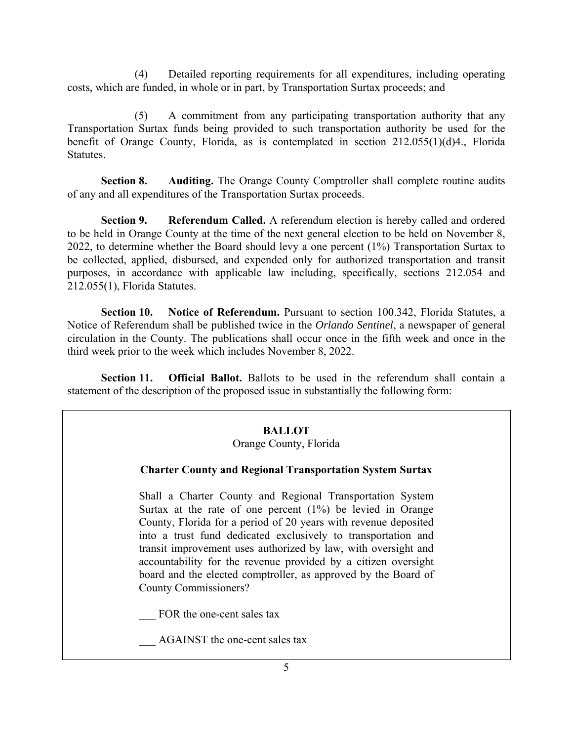(4) Detailed reporting requirements for all expenditures, including operating costs, which are funded, in whole or in part, by Transportation Surtax proceeds; and

(5) A commitment from any participating transportation authority that any Transportation Surtax funds being provided to such transportation authority be used for the benefit of Orange County, Florida, as is contemplated in section 212.055(1)(d)4., Florida Statutes.

**Section 8. Auditing.** The Orange County Comptroller shall complete routine audits of any and all expenditures of the Transportation Surtax proceeds.

**Section 9. Referendum Called.** A referendum election is hereby called and ordered to be held in Orange County at the time of the next general election to be held on November 8, 2022, to determine whether the Board should levy a one percent (1%) Transportation Surtax to be collected, applied, disbursed, and expended only for authorized transportation and transit purposes, in accordance with applicable law including, specifically, sections 212.054 and 212.055(1), Florida Statutes.

**Section 10. Notice of Referendum.** Pursuant to section 100.342, Florida Statutes, a Notice of Referendum shall be published twice in the *Orlando Sentinel*, a newspaper of general circulation in the County. The publications shall occur once in the fifth week and once in the third week prior to the week which includes November 8, 2022.

**Section 11. Official Ballot.** Ballots to be used in the referendum shall contain a statement of the description of the proposed issue in substantially the following form:

**BALLOT**
Orange County, Florida

**Charter County and Regional Transportation System Surtax**

Shall a Charter County and Regional Transportation System Surtax at the rate of one percent (1%) be levied in Orange County, Florida for a period of 20 years with revenue deposited into a trust fund dedicated exclusively to transportation and transit improvement uses authorized by law, with oversight and accountability for the revenue provided by a citizen oversight board and the elected comptroller, as approved by the Board of County Commissioners?

___ FOR the one-cent sales tax

___ AGAINST the one-cent sales tax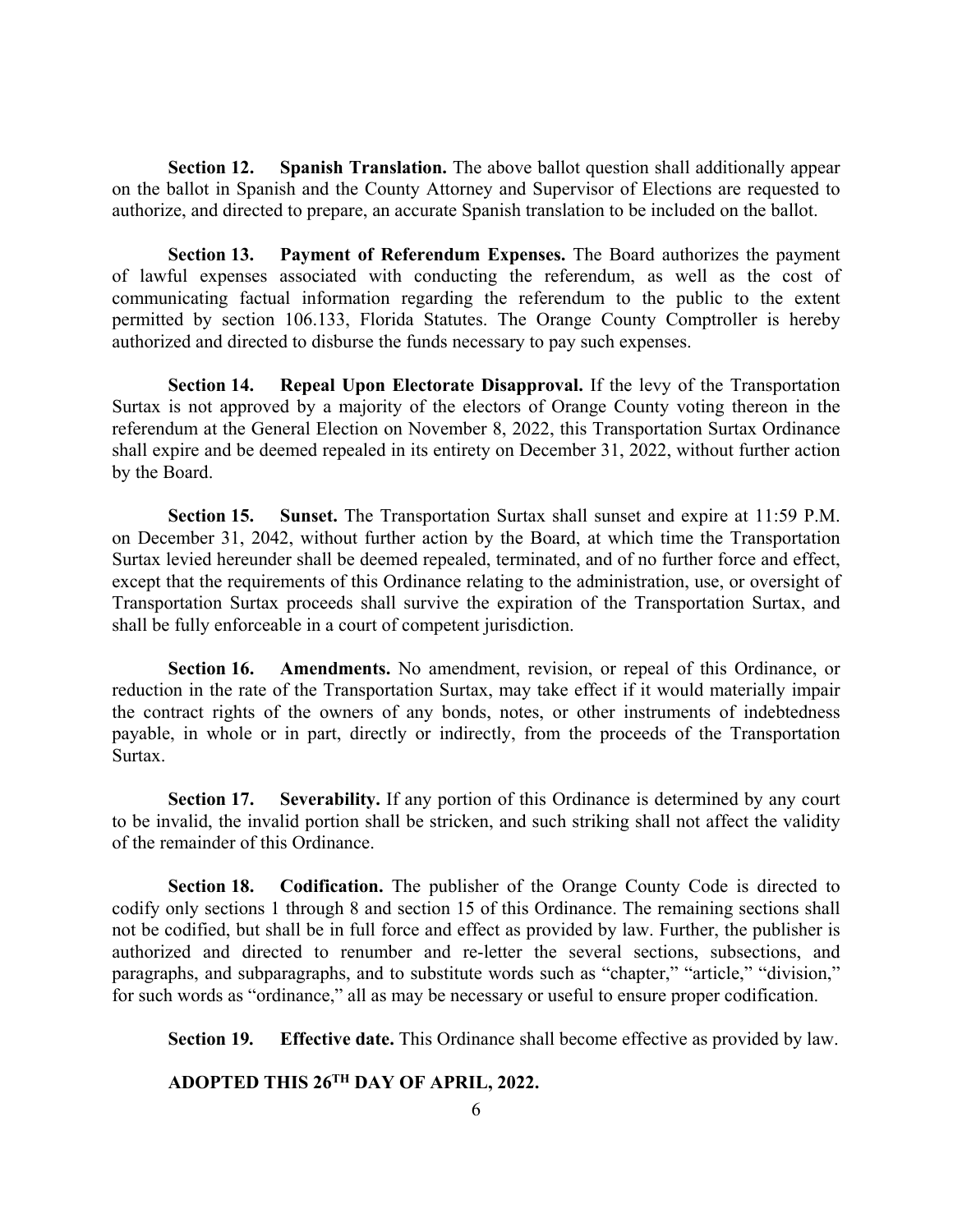**Section 12. Spanish Translation.** The above ballot question shall additionally appear on the ballot in Spanish and the County Attorney and Supervisor of Elections are requested to authorize, and directed to prepare, an accurate Spanish translation to be included on the ballot.

**Section 13. Payment of Referendum Expenses.** The Board authorizes the payment of lawful expenses associated with conducting the referendum, as well as the cost of communicating factual information regarding the referendum to the public to the extent permitted by section 106.133, Florida Statutes. The Orange County Comptroller is hereby authorized and directed to disburse the funds necessary to pay such expenses.

**Section 14. Repeal Upon Electorate Disapproval.** If the levy of the Transportation Surtax is not approved by a majority of the electors of Orange County voting thereon in the referendum at the General Election on November 8, 2022, this Transportation Surtax Ordinance shall expire and be deemed repealed in its entirety on December 31, 2022, without further action by the Board.

**Section 15. Sunset.** The Transportation Surtax shall sunset and expire at 11:59 P.M. on December 31, 2042, without further action by the Board, at which time the Transportation Surtax levied hereunder shall be deemed repealed, terminated, and of no further force and effect, except that the requirements of this Ordinance relating to the administration, use, or oversight of Transportation Surtax proceeds shall survive the expiration of the Transportation Surtax, and shall be fully enforceable in a court of competent jurisdiction.

**Section 16. Amendments.** No amendment, revision, or repeal of this Ordinance, or reduction in the rate of the Transportation Surtax, may take effect if it would materially impair the contract rights of the owners of any bonds, notes, or other instruments of indebtedness payable, in whole or in part, directly or indirectly, from the proceeds of the Transportation Surtax.

**Section 17. Severability.** If any portion of this Ordinance is determined by any court to be invalid, the invalid portion shall be stricken, and such striking shall not affect the validity of the remainder of this Ordinance.

**Section 18. Codification.** The publisher of the Orange County Code is directed to codify only sections 1 through 8 and section 15 of this Ordinance. The remaining sections shall not be codified, but shall be in full force and effect as provided by law. Further, the publisher is authorized and directed to renumber and re-letter the several sections, subsections, and paragraphs, and subparagraphs, and to substitute words such as "chapter," "article," "division," for such words as "ordinance," all as may be necessary or useful to ensure proper codification.

**Section 19. Effective date.** This Ordinance shall become effective as provided by law.

**ADOPTED THIS 26TH DAY OF APRIL, 2022.**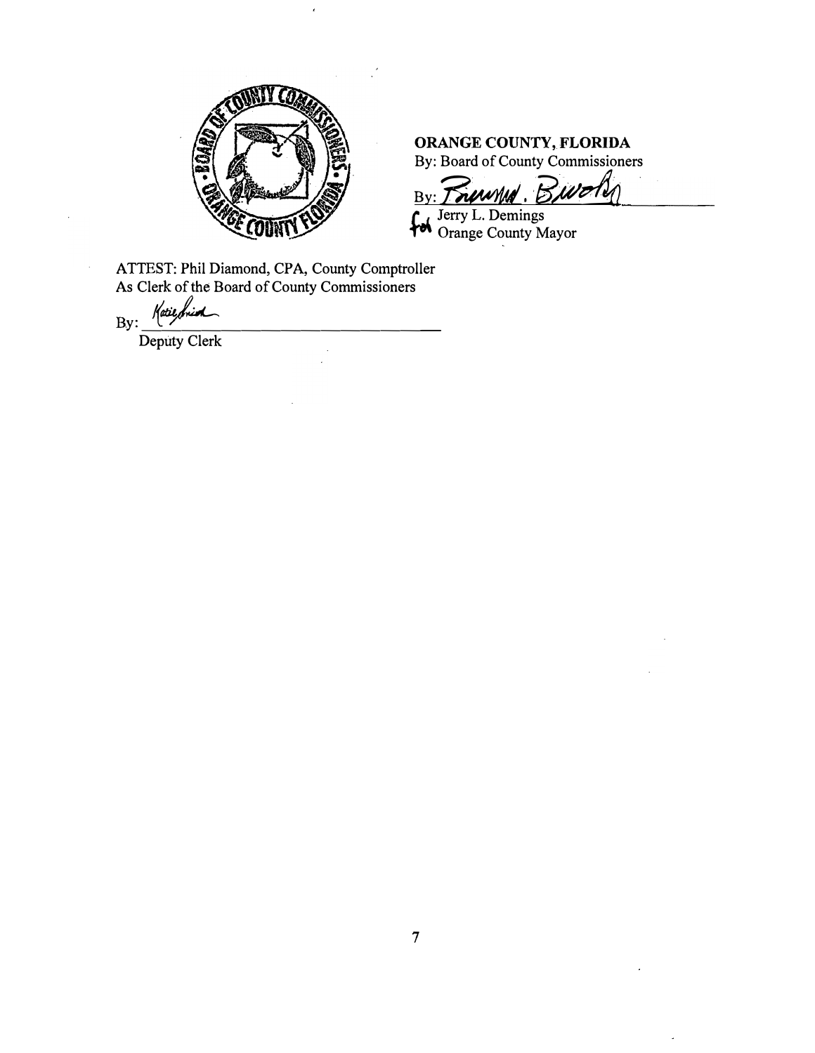**ORANGE COUNTY, FLORIDA**
By: Board of County Commissioners

By: ______________________
for Jerry L. Demings
Orange County Mayor

ATTEST: Phil Diamond, CPA, County Comptroller
As Clerk of the Board of County Commissioners

By: ______________________
Deputy Clerk